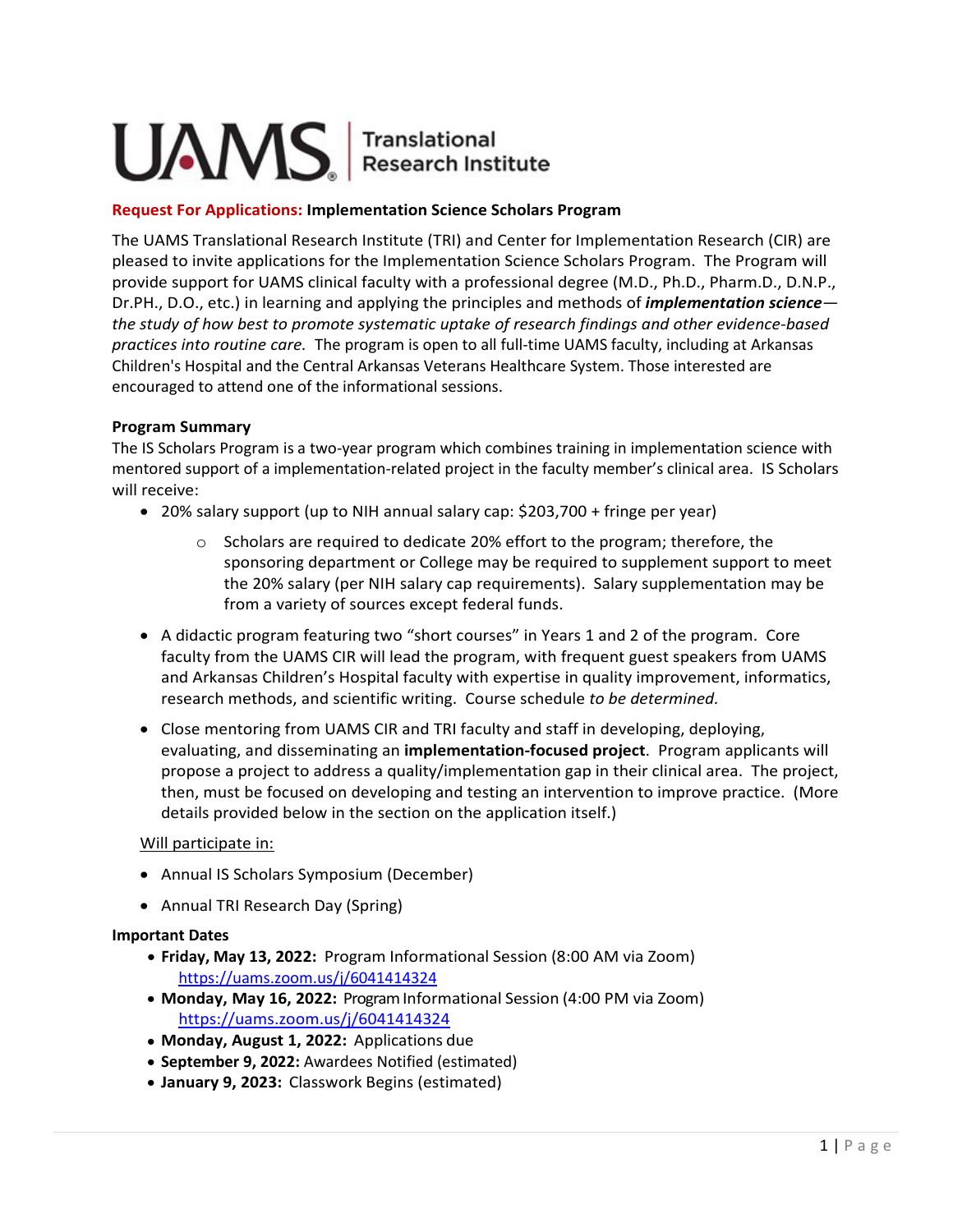UAMS | Translational Research Institute

**Request For Applications: Implementation Science Scholars Program**

The UAMS Translational Research Institute (TRI) and Center for Implementation Research (CIR) are pleased to invite applications for the Implementation Science Scholars Program. The Program will provide support for UAMS clinical faculty with a professional degree (M.D., Ph.D., Pharm.D., D.N.P., Dr.PH., D.O., etc.) in learning and applying the principles and methods of ***implementation science****—the study of how best to promote systematic uptake of research findings and other evidence-based practices into routine care.* The program is open to all full-time UAMS faculty, including at Arkansas Children's Hospital and the Central Arkansas Veterans Healthcare System. Those interested are encouraged to attend one of the informational sessions.

**Program Summary**

The IS Scholars Program is a two-year program which combines training in implementation science with mentored support of a implementation-related project in the faculty member's clinical area. IS Scholars will receive:

- 20% salary support (up to NIH annual salary cap: $203,700 + fringe per year)
  - Scholars are required to dedicate 20% effort to the program; therefore, the sponsoring department or College may be required to supplement support to meet the 20% salary (per NIH salary cap requirements). Salary supplementation may be from a variety of sources except federal funds.
- A didactic program featuring two "short courses" in Years 1 and 2 of the program. Core faculty from the UAMS CIR will lead the program, with frequent guest speakers from UAMS and Arkansas Children's Hospital faculty with expertise in quality improvement, informatics, research methods, and scientific writing. Course schedule *to be determined.*
- Close mentoring from UAMS CIR and TRI faculty and staff in developing, deploying, evaluating, and disseminating an **implementation-focused project**. Program applicants will propose a project to address a quality/implementation gap in their clinical area. The project, then, must be focused on developing and testing an intervention to improve practice. (More details provided below in the section on the application itself.)

Will participate in:

- Annual IS Scholars Symposium (December)
- Annual TRI Research Day (Spring)

**Important Dates**

- **Friday, May 13, 2022:** Program Informational Session (8:00 AM via Zoom) https://uams.zoom.us/j/6041414324
- **Monday, May 16, 2022:** Program Informational Session (4:00 PM via Zoom) https://uams.zoom.us/j/6041414324
- **Monday, August 1, 2022:** Applications due
- **September 9, 2022:** Awardees Notified (estimated)
- **January 9, 2023:** Classwork Begins (estimated)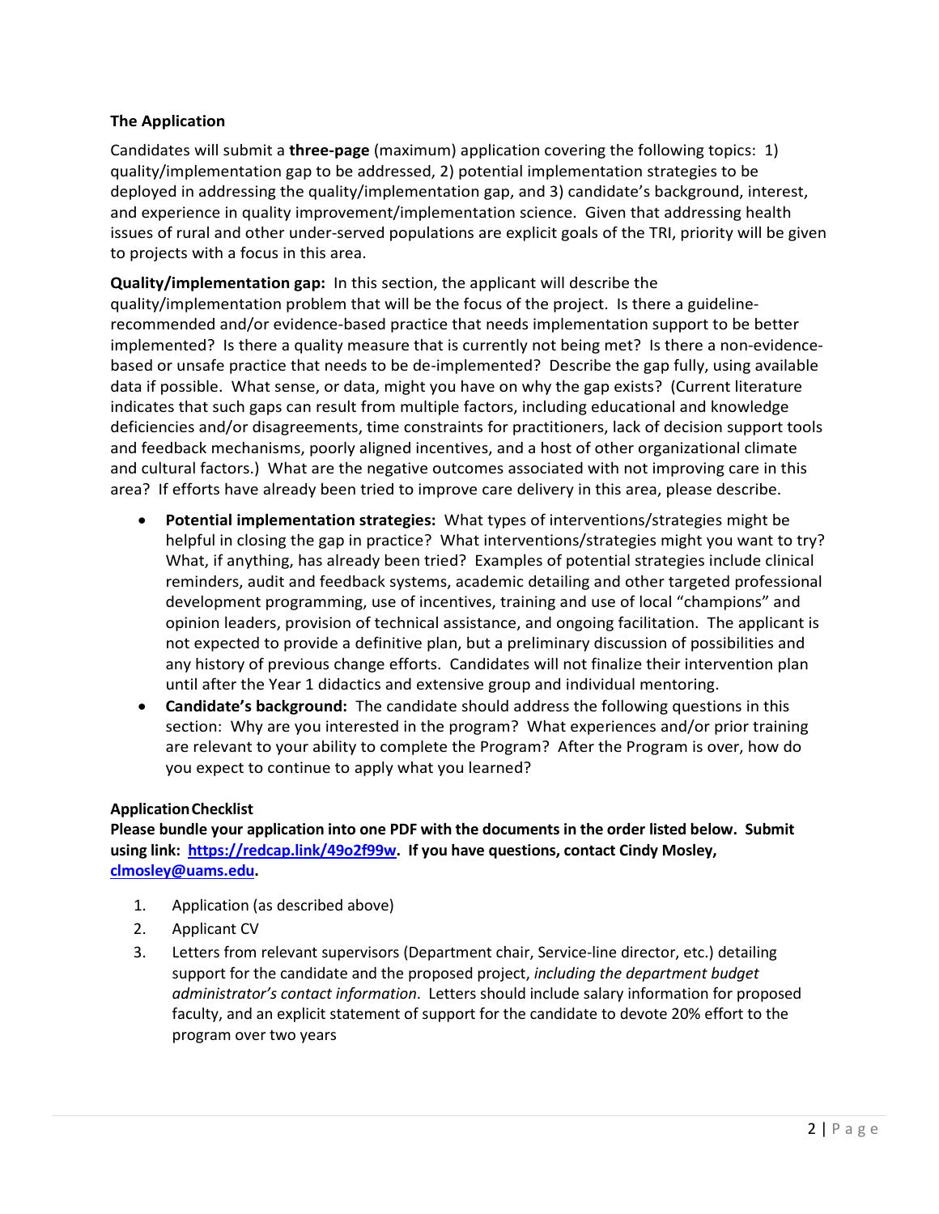**The Application**

Candidates will submit a **three-page** (maximum) application covering the following topics: 1) quality/implementation gap to be addressed, 2) potential implementation strategies to be deployed in addressing the quality/implementation gap, and 3) candidate's background, interest, and experience in quality improvement/implementation science. Given that addressing health issues of rural and other under-served populations are explicit goals of the TRI, priority will be given to projects with a focus in this area.

**Quality/implementation gap:** In this section, the applicant will describe the quality/implementation problem that will be the focus of the project. Is there a guideline-recommended and/or evidence-based practice that needs implementation support to be better implemented? Is there a quality measure that is currently not being met? Is there a non-evidence-based or unsafe practice that needs to be de-implemented? Describe the gap fully, using available data if possible. What sense, or data, might you have on why the gap exists? (Current literature indicates that such gaps can result from multiple factors, including educational and knowledge deficiencies and/or disagreements, time constraints for practitioners, lack of decision support tools and feedback mechanisms, poorly aligned incentives, and a host of other organizational climate and cultural factors.) What are the negative outcomes associated with not improving care in this area? If efforts have already been tried to improve care delivery in this area, please describe.

- **Potential implementation strategies:** What types of interventions/strategies might be helpful in closing the gap in practice? What interventions/strategies might you want to try? What, if anything, has already been tried? Examples of potential strategies include clinical reminders, audit and feedback systems, academic detailing and other targeted professional development programming, use of incentives, training and use of local "champions" and opinion leaders, provision of technical assistance, and ongoing facilitation. The applicant is not expected to provide a definitive plan, but a preliminary discussion of possibilities and any history of previous change efforts. Candidates will not finalize their intervention plan until after the Year 1 didactics and extensive group and individual mentoring.
- **Candidate's background:** The candidate should address the following questions in this section: Why are you interested in the program? What experiences and/or prior training are relevant to your ability to complete the Program? After the Program is over, how do you expect to continue to apply what you learned?

**Application Checklist**

**Please bundle your application into one PDF with the documents in the order listed below. Submit using link: [https://redcap.link/49o2f99w](https://redcap.link/49o2f99w). If you have questions, contact Cindy Mosley, [clmosley@uams.edu](mailto:clmosley@uams.edu).**

1. Application (as described above)
2. Applicant CV
3. Letters from relevant supervisors (Department chair, Service-line director, etc.) detailing support for the candidate and the proposed project, *including the department budget administrator's contact information*. Letters should include salary information for proposed faculty, and an explicit statement of support for the candidate to devote 20% effort to the program over two years